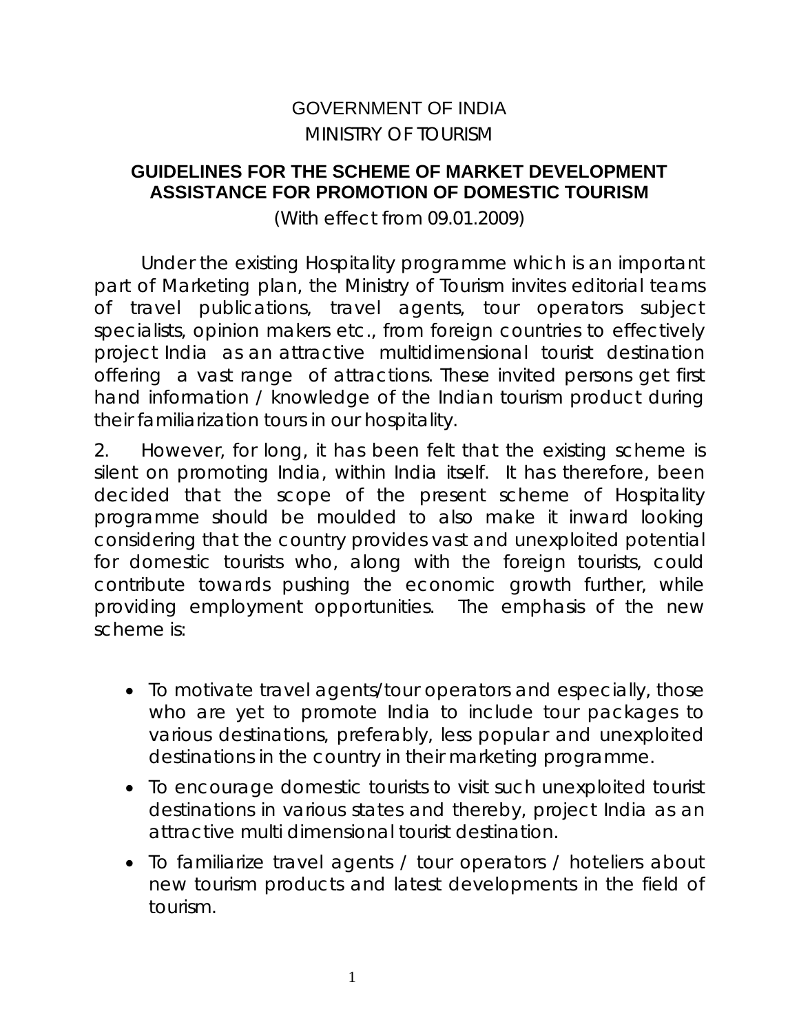GOVERNMENT OF INDIA
MINISTRY OF TOURISM

# GUIDELINES FOR THE SCHEME OF MARKET DEVELOPMENT ASSISTANCE FOR PROMOTION OF DOMESTIC TOURISM

(With effect from 09.01.2009)

Under the existing Hospitality programme which is an important part of Marketing plan, the Ministry of Tourism invites editorial teams of travel publications, travel agents, tour operators subject specialists, opinion makers etc., from foreign countries to effectively project India as an attractive multidimensional tourist destination offering a vast range of attractions. These invited persons get first hand information / knowledge of the Indian tourism product during their familiarization tours in our hospitality.

2. However, for long, it has been felt that the existing scheme is silent on promoting India, within India itself. It has therefore, been decided that the scope of the present scheme of Hospitality programme should be moulded to also make it inward looking considering that the country provides vast and unexploited potential for domestic tourists who, along with the foreign tourists, could contribute towards pushing the economic growth further, while providing employment opportunities. The emphasis of the new scheme is:

- To motivate travel agents/tour operators and especially, those who are yet to promote India to include tour packages to various destinations, preferably, less popular and unexploited destinations in the country in their marketing programme.
- To encourage domestic tourists to visit such unexploited tourist destinations in various states and thereby, project India as an attractive multi dimensional tourist destination.
- To familiarize travel agents / tour operators / hoteliers about new tourism products and latest developments in the field of tourism.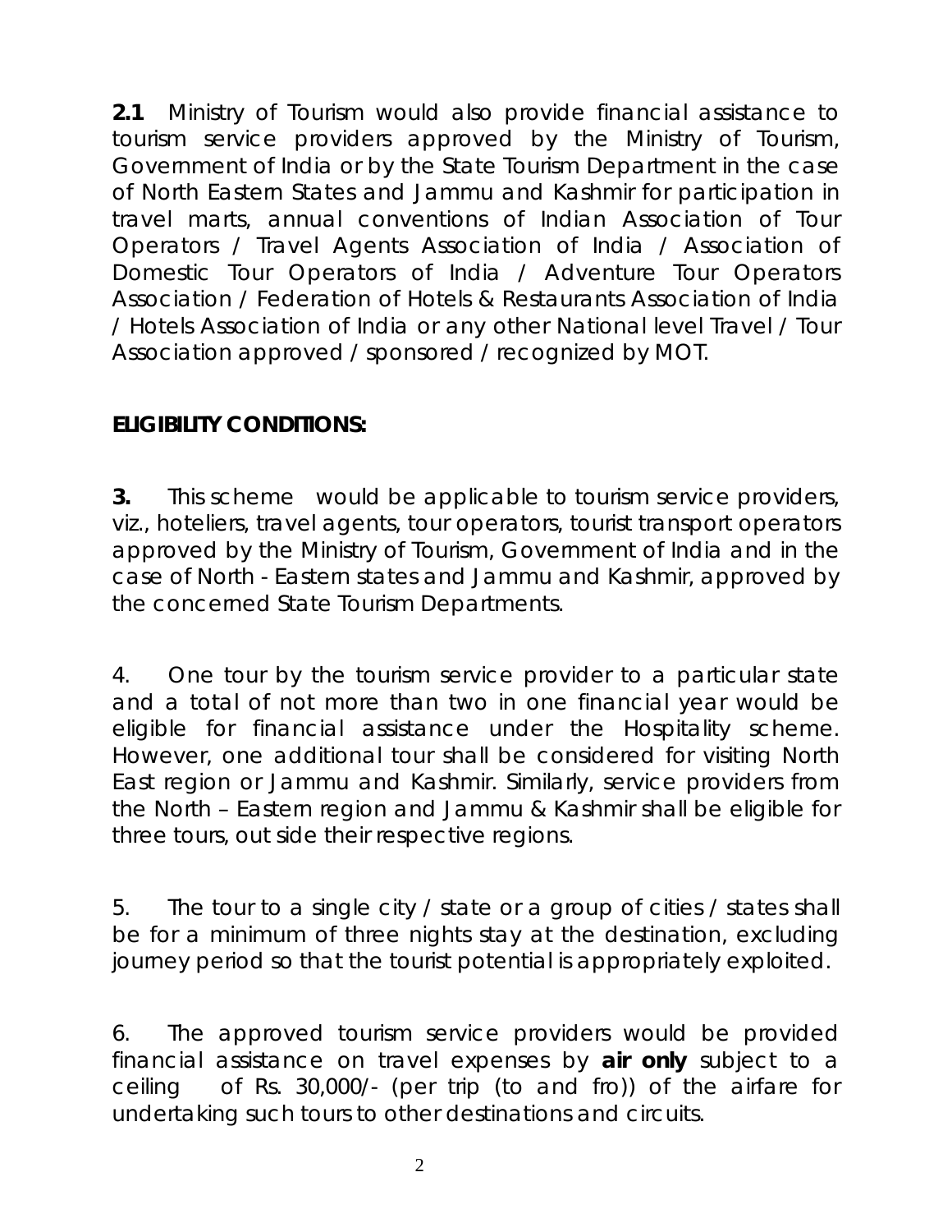**2.1** Ministry of Tourism would also provide financial assistance to tourism service providers approved by the Ministry of Tourism, Government of India or by the State Tourism Department in the case of North Eastern States and Jammu and Kashmir for participation in travel marts, annual conventions of Indian Association of Tour Operators / Travel Agents Association of India / Association of Domestic Tour Operators of India / Adventure Tour Operators Association / Federation of Hotels & Restaurants Association of India / Hotels Association of India or any other National level Travel / Tour Association approved / sponsored / recognized by MOT.

**ELIGIBILITY CONDITIONS:**

**3.** This scheme would be applicable to tourism service providers, viz., hoteliers, travel agents, tour operators, tourist transport operators approved by the Ministry of Tourism, Government of India and in the case of North - Eastern states and Jammu and Kashmir, approved by the concerned State Tourism Departments.

4. One tour by the tourism service provider to a particular state and a total of not more than two in one financial year would be eligible for financial assistance under the Hospitality scheme. However, one additional tour shall be considered for visiting North East region or Jammu and Kashmir. Similarly, service providers from the North – Eastern region and Jammu & Kashmir shall be eligible for three tours, out side their respective regions.

5. The tour to a single city / state or a group of cities / states shall be for a minimum of three nights stay at the destination, excluding journey period so that the tourist potential is appropriately exploited.

6. The approved tourism service providers would be provided financial assistance on travel expenses by **air only** subject to a ceiling of Rs. 30,000/- (per trip (to and fro)) of the airfare for undertaking such tours to other destinations and circuits.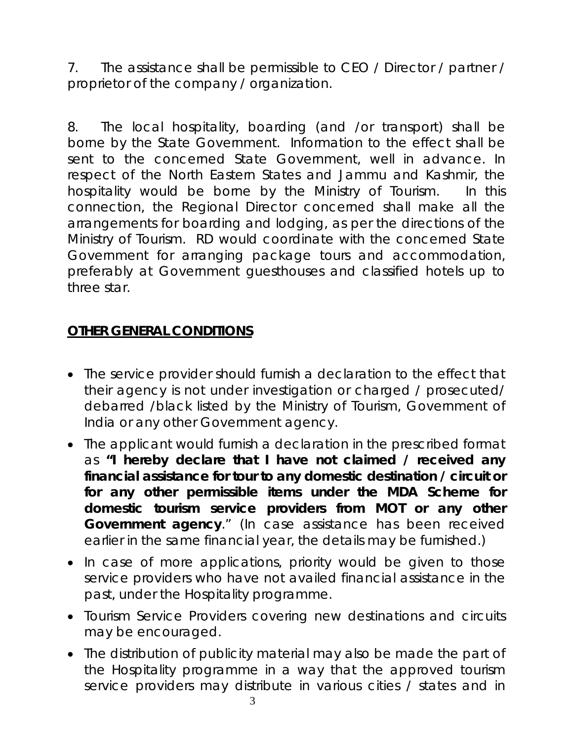7. The assistance shall be permissible to CEO / Director / partner / proprietor of the company / organization.

8. The local hospitality, boarding (and /or transport) shall be borne by the State Government. Information to the effect shall be sent to the concerned State Government, well in advance. In respect of the North Eastern States and Jammu and Kashmir, the hospitality would be borne by the Ministry of Tourism. In this connection, the Regional Director concerned shall make all the arrangements for boarding and lodging, as per the directions of the Ministry of Tourism. RD would coordinate with the concerned State Government for arranging package tours and accommodation, preferably at Government guesthouses and classified hotels up to three star.

**OTHER GENERAL CONDITIONS**

- The service provider should furnish a declaration to the effect that their agency is not under investigation or charged / prosecuted/ debarred /black listed by the Ministry of Tourism, Government of India or any other Government agency.
- The applicant would furnish a declaration in the prescribed format as **"I hereby declare that I have not claimed / received any financial assistance for tour to any domestic destination / circuit or for any other permissible items under the MDA Scheme for domestic tourism service providers from MOT or any other Government agency**." (In case assistance has been received earlier in the same financial year, the details may be furnished.)
- In case of more applications, priority would be given to those service providers who have not availed financial assistance in the past, under the Hospitality programme.
- Tourism Service Providers covering new destinations and circuits may be encouraged.
- The distribution of publicity material may also be made the part of the Hospitality programme in a way that the approved tourism service providers may distribute in various cities / states and in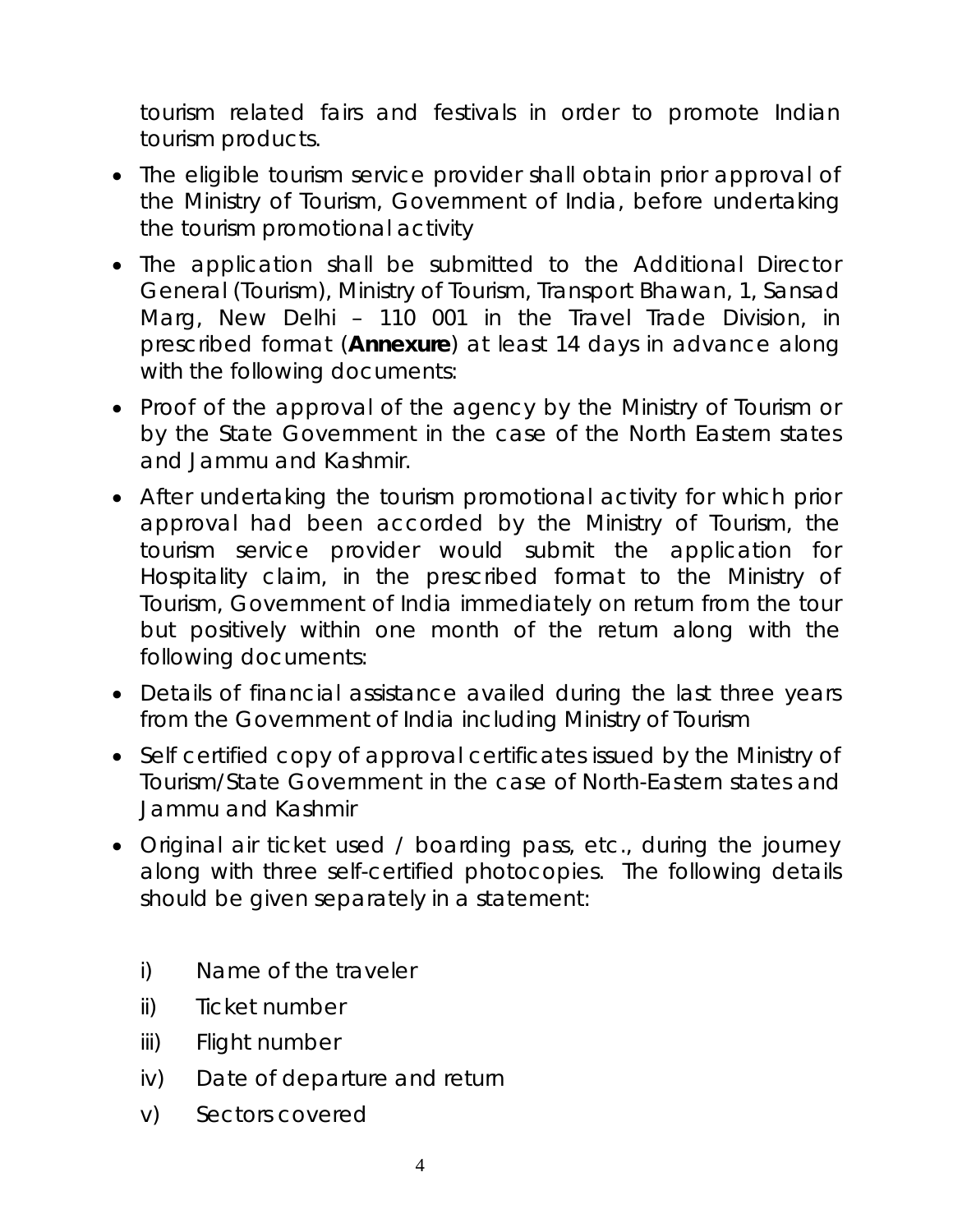tourism related fairs and festivals in order to promote Indian tourism products.

- The eligible tourism service provider shall obtain prior approval of the Ministry of Tourism, Government of India, before undertaking the tourism promotional activity
- The application shall be submitted to the Additional Director General (Tourism), Ministry of Tourism, Transport Bhawan, 1, Sansad Marg, New Delhi – 110 001 in the Travel Trade Division, in prescribed format (**Annexure**) at least 14 days in advance along with the following documents:
- Proof of the approval of the agency by the Ministry of Tourism or by the State Government in the case of the North Eastern states and Jammu and Kashmir.
- After undertaking the tourism promotional activity for which prior approval had been accorded by the Ministry of Tourism, the tourism service provider would submit the application for Hospitality claim, in the prescribed format to the Ministry of Tourism, Government of India immediately on return from the tour but positively within one month of the return along with the following documents:
- Details of financial assistance availed during the last three years from the Government of India including Ministry of Tourism
- Self certified copy of approval certificates issued by the Ministry of Tourism/State Government in the case of North-Eastern states and Jammu and Kashmir
- Original air ticket used / boarding pass, etc., during the journey along with three self-certified photocopies. The following details should be given separately in a statement:

    i) Name of the traveler
    ii) Ticket number
    iii) Flight number
    iv) Date of departure and return
    v) Sectors covered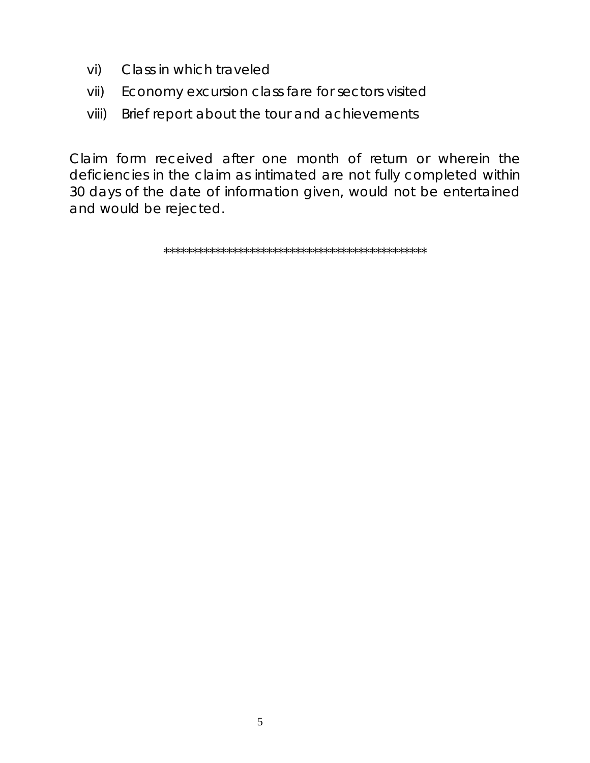vi) Class in which traveled

vii) Economy excursion class fare for sectors visited

viii) Brief report about the tour and achievements

Claim form received after one month of return or wherein the deficiencies in the claim as intimated are not fully completed within 30 days of the date of information given, would not be entertained and would be rejected.

*********************************************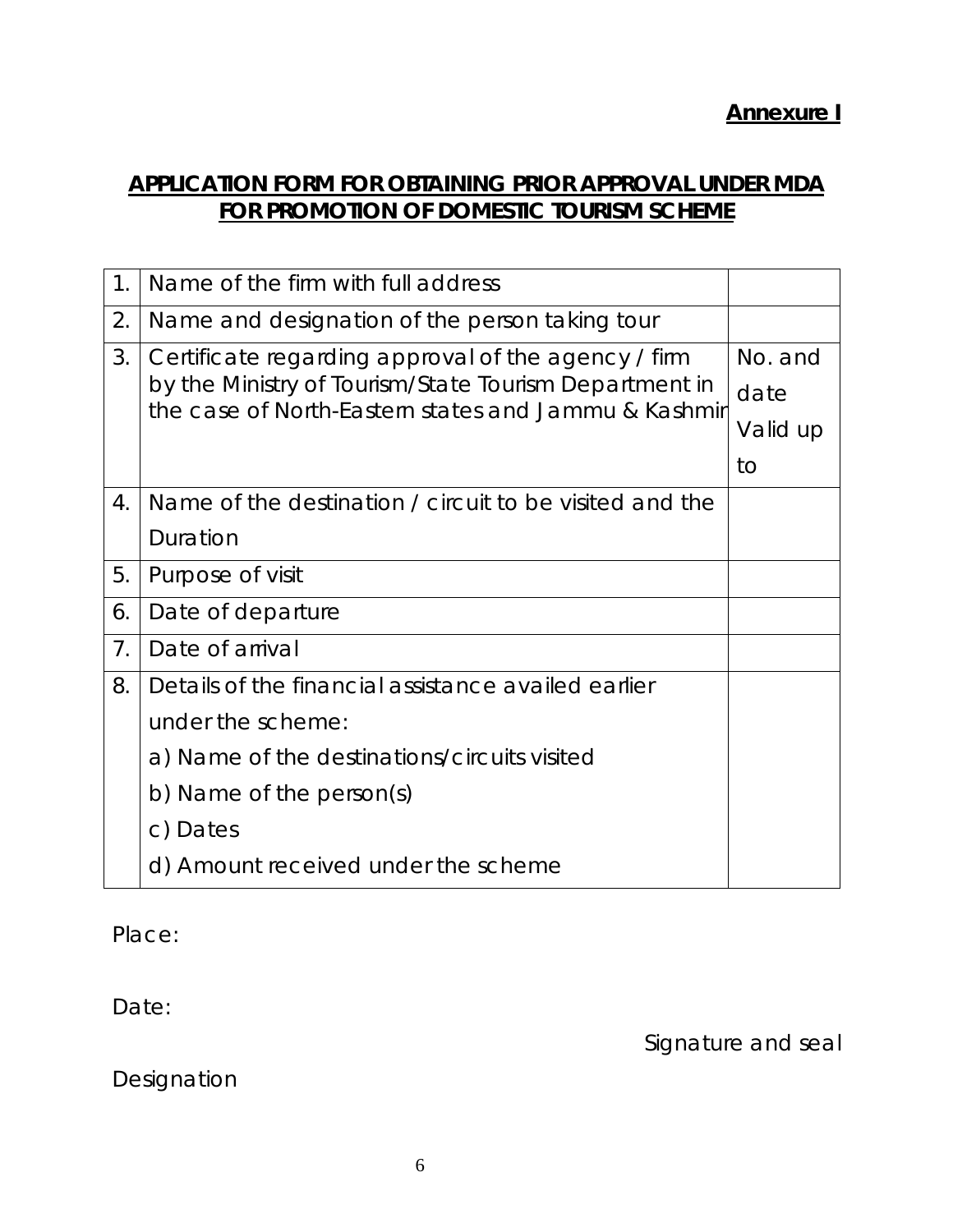**Annexure I**

## APPLICATION FORM FOR OBTAINING PRIOR APPROVAL UNDER MDA FOR PROMOTION OF DOMESTIC TOURISM SCHEME

| | | |
|---|---|---|
| 1. | Name of the firm with full address | |
| 2. | Name and designation of the person taking tour | |
| 3. | Certificate regarding approval of the agency / firm by the Ministry of Tourism/State Tourism Department in the case of North-Eastern states and Jammu & Kashmir | No. and date<br>Valid up to |
| 4. | Name of the destination / circuit to be visited and the Duration | |
| 5. | Purpose of visit | |
| 6. | Date of departure | |
| 7. | Date of arrival | |
| 8. | Details of the financial assistance availed earlier under the scheme:<br>a) Name of the destinations/circuits visited<br>b) Name of the person(s)<br>c) Dates<br>d) Amount received under the scheme | |

Place:

Date:

Signature and seal

Designation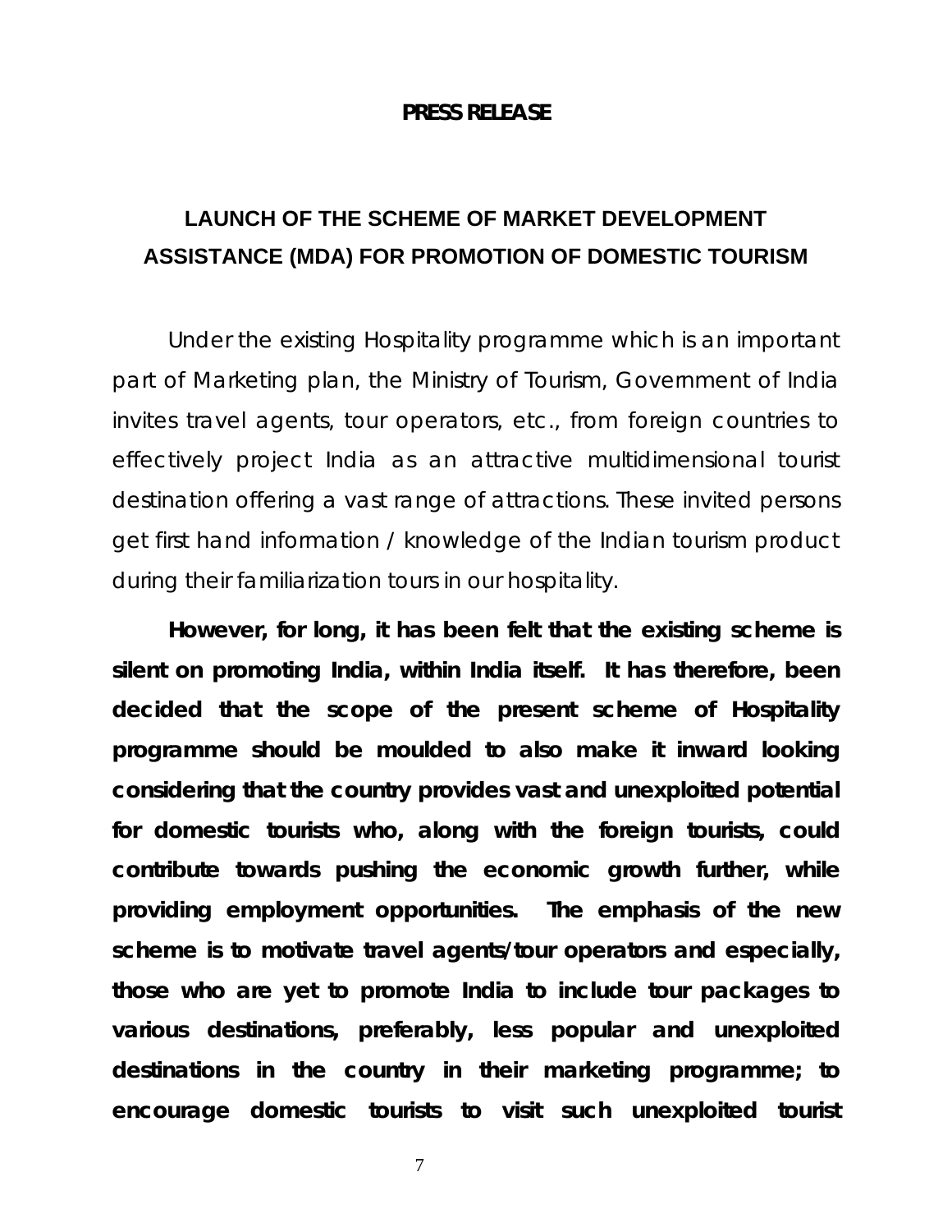**PRESS RELEASE**

## LAUNCH OF THE SCHEME OF MARKET DEVELOPMENT ASSISTANCE (MDA) FOR PROMOTION OF DOMESTIC TOURISM

Under the existing Hospitality programme which is an important part of Marketing plan, the Ministry of Tourism, Government of India invites travel agents, tour operators, etc., from foreign countries to effectively project India as an attractive multidimensional tourist destination offering a vast range of attractions. These invited persons get first hand information / knowledge of the Indian tourism product during their familiarization tours in our hospitality.

**However, for long, it has been felt that the existing scheme is silent on promoting India, within India itself. It has therefore, been decided that the scope of the present scheme of Hospitality programme should be moulded to also make it inward looking considering that the country provides vast and unexploited potential for domestic tourists who, along with the foreign tourists, could contribute towards pushing the economic growth further, while providing employment opportunities. The emphasis of the new scheme is to motivate travel agents/tour operators and especially, those who are yet to promote India to include tour packages to various destinations, preferably, less popular and unexploited destinations in the country in their marketing programme; to encourage domestic tourists to visit such unexploited tourist**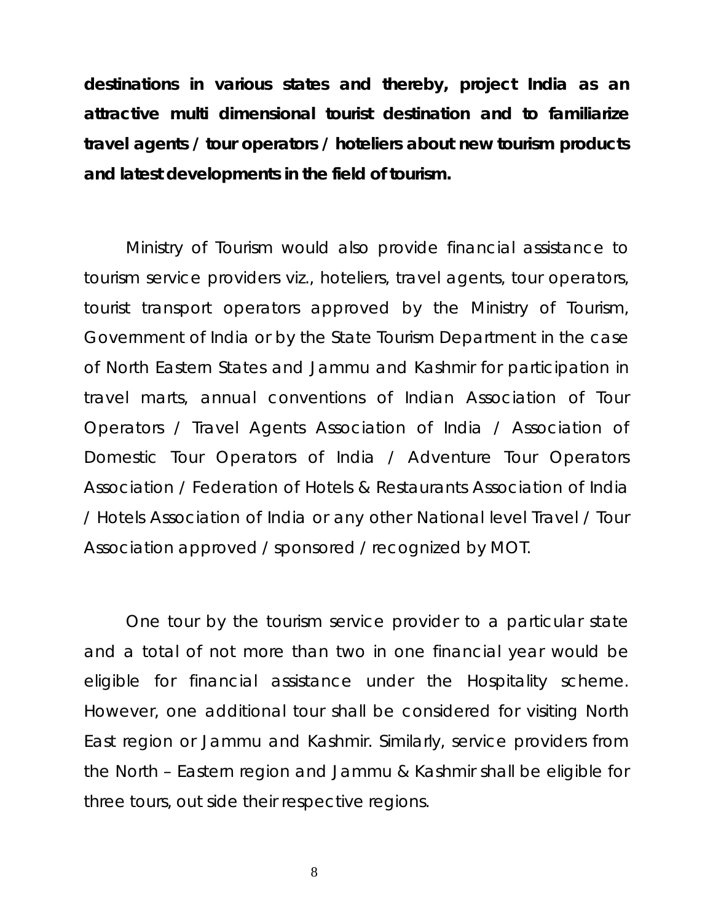**destinations in various states and thereby, project India as an attractive multi dimensional tourist destination and to familiarize travel agents / tour operators / hoteliers about new tourism products and latest developments in the field of tourism.**

Ministry of Tourism would also provide financial assistance to tourism service providers viz., hoteliers, travel agents, tour operators, tourist transport operators approved by the Ministry of Tourism, Government of India or by the State Tourism Department in the case of North Eastern States and Jammu and Kashmir for participation in travel marts, annual conventions of Indian Association of Tour Operators / Travel Agents Association of India / Association of Domestic Tour Operators of India / Adventure Tour Operators Association / Federation of Hotels & Restaurants Association of India / Hotels Association of India or any other National level Travel / Tour Association approved / sponsored / recognized by MOT.

One tour by the tourism service provider to a particular state and a total of not more than two in one financial year would be eligible for financial assistance under the Hospitality scheme. However, one additional tour shall be considered for visiting North East region or Jammu and Kashmir. Similarly, service providers from the North – Eastern region and Jammu & Kashmir shall be eligible for three tours, out side their respective regions.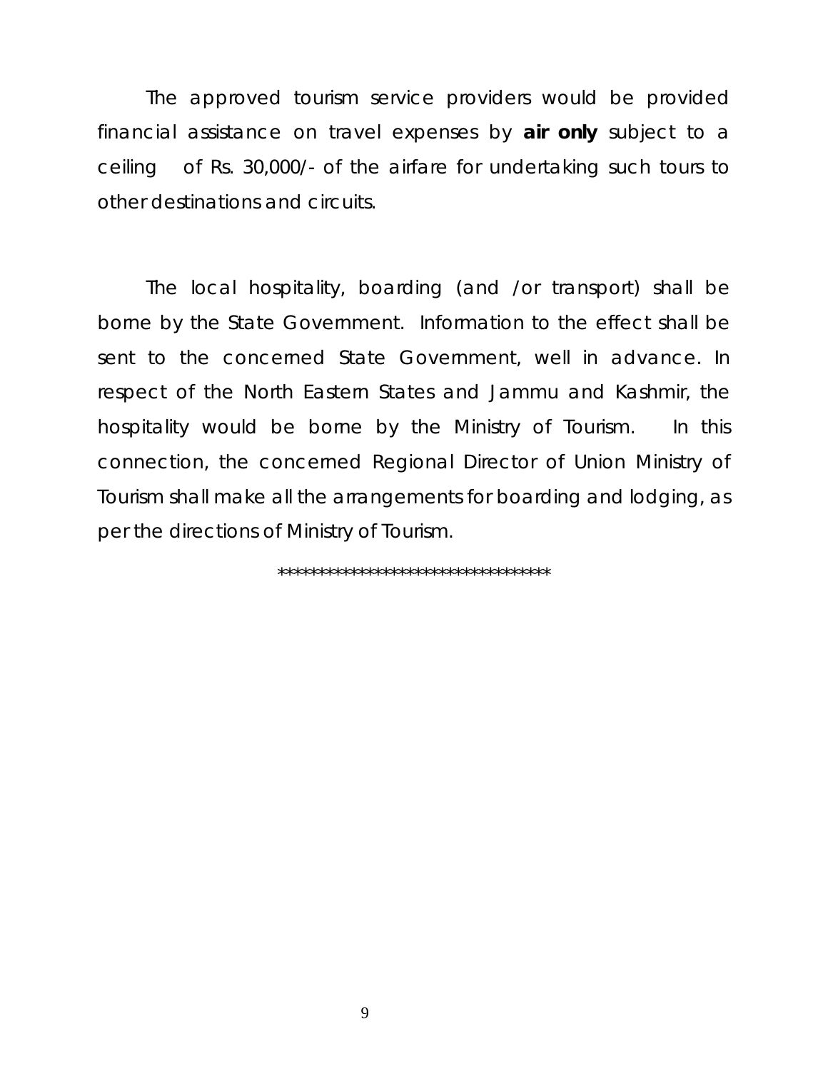The approved tourism service providers would be provided financial assistance on travel expenses by **air only** subject to a ceiling of Rs. 30,000/- of the airfare for undertaking such tours to other destinations and circuits.

The local hospitality, boarding (and /or transport) shall be borne by the State Government. Information to the effect shall be sent to the concerned State Government, well in advance. In respect of the North Eastern States and Jammu and Kashmir, the hospitality would be borne by the Ministry of Tourism. In this connection, the concerned Regional Director of Union Ministry of Tourism shall make all the arrangements for boarding and lodging, as per the directions of Ministry of Tourism.

**********************************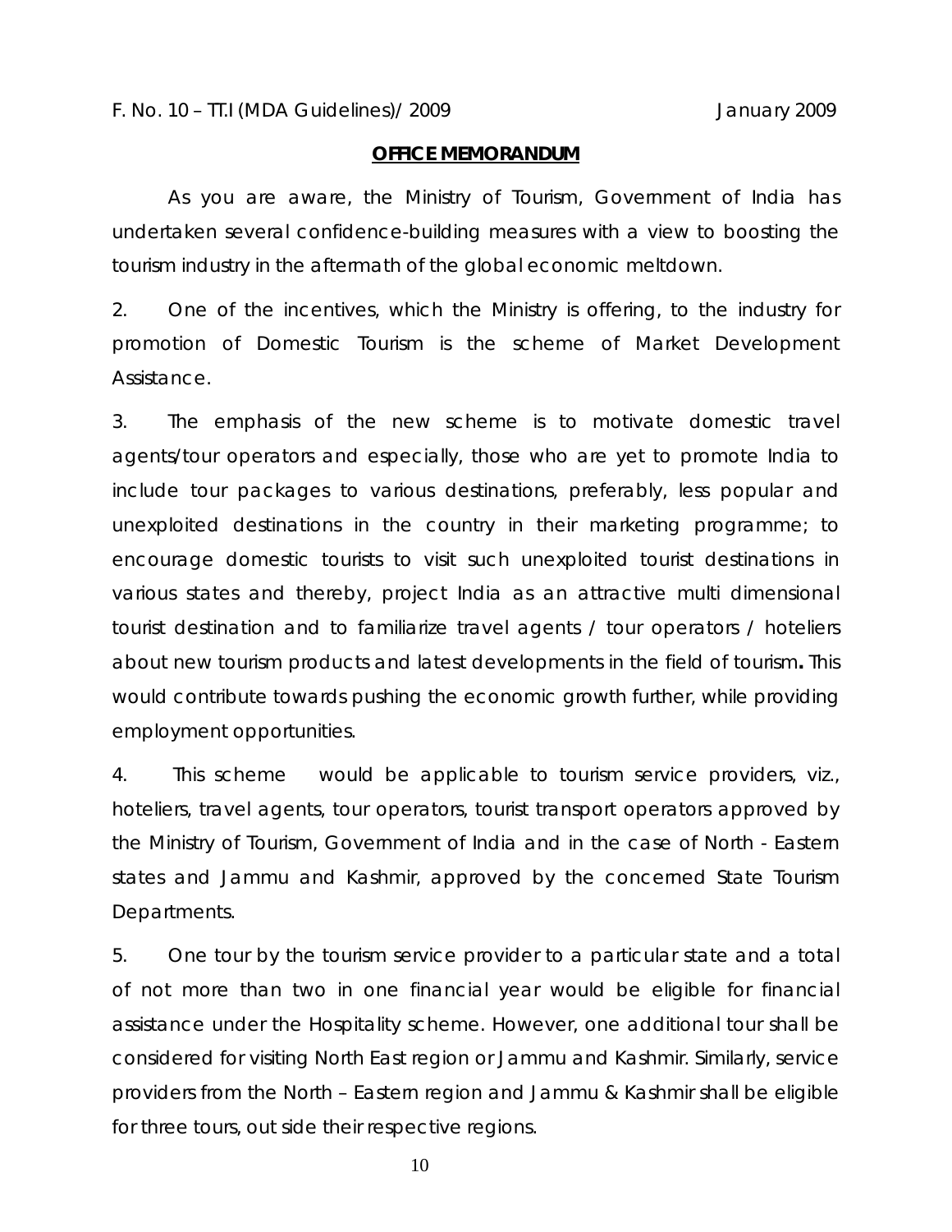F. No. 10 – TT.I (MDA Guidelines)/ 2009 January 2009

**OFFICE MEMORANDUM**

As you are aware, the Ministry of Tourism, Government of India has undertaken several confidence-building measures with a view to boosting the tourism industry in the aftermath of the global economic meltdown.

2. One of the incentives, which the Ministry is offering, to the industry for promotion of Domestic Tourism is the scheme of Market Development Assistance.

3. The emphasis of the new scheme is to motivate domestic travel agents/tour operators and especially, those who are yet to promote India to include tour packages to various destinations, preferably, less popular and unexploited destinations in the country in their marketing programme; to encourage domestic tourists to visit such unexploited tourist destinations in various states and thereby, project India as an attractive multi dimensional tourist destination and to familiarize travel agents / tour operators / hoteliers about new tourism products and latest developments in the field of tourism**.** This would contribute towards pushing the economic growth further, while providing employment opportunities.

4. This scheme would be applicable to tourism service providers, viz., hoteliers, travel agents, tour operators, tourist transport operators approved by the Ministry of Tourism, Government of India and in the case of North - Eastern states and Jammu and Kashmir, approved by the concerned State Tourism Departments.

5. One tour by the tourism service provider to a particular state and a total of not more than two in one financial year would be eligible for financial assistance under the Hospitality scheme. However, one additional tour shall be considered for visiting North East region or Jammu and Kashmir. Similarly, service providers from the North – Eastern region and Jammu & Kashmir shall be eligible for three tours, out side their respective regions.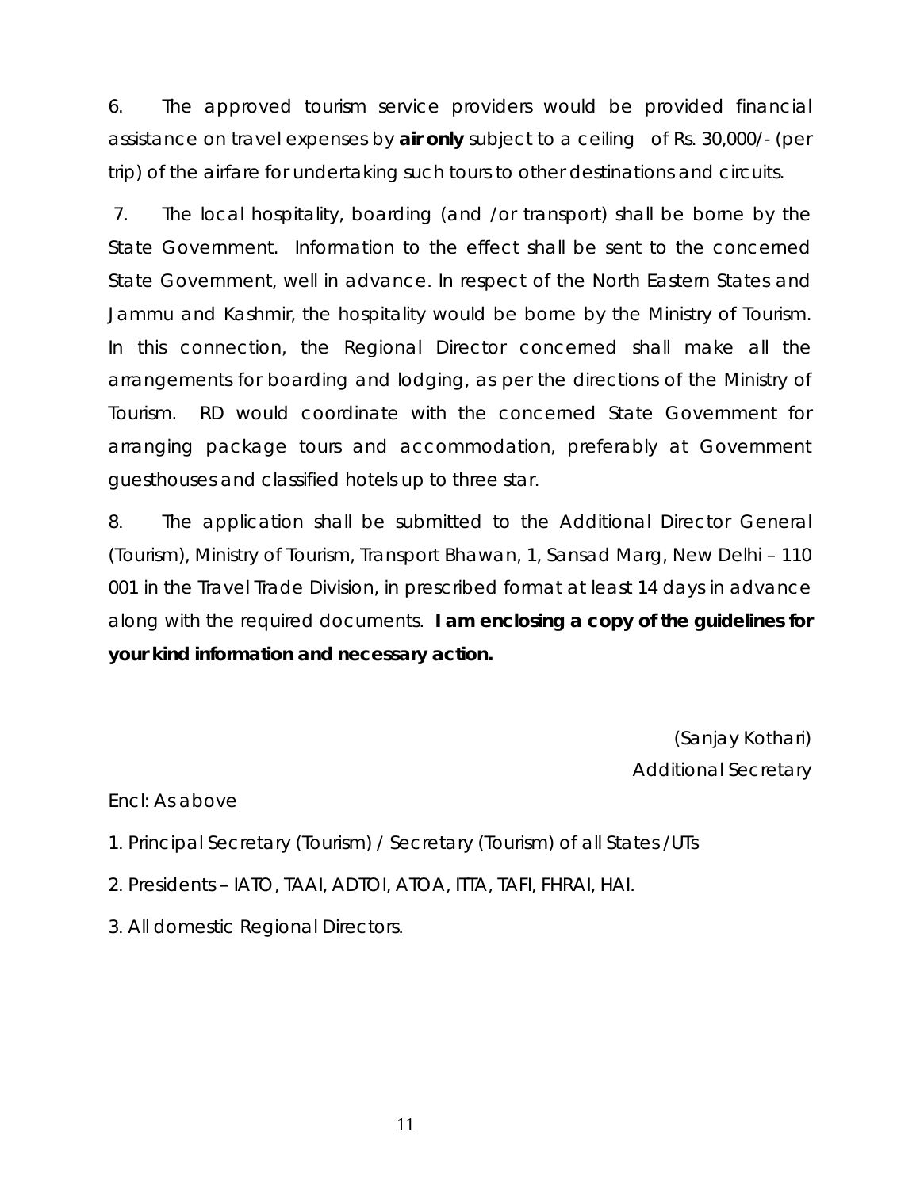6. The approved tourism service providers would be provided financial assistance on travel expenses by **air only** subject to a ceiling of Rs. 30,000/- (per trip) of the airfare for undertaking such tours to other destinations and circuits.

7. The local hospitality, boarding (and /or transport) shall be borne by the State Government. Information to the effect shall be sent to the concerned State Government, well in advance. In respect of the North Eastern States and Jammu and Kashmir, the hospitality would be borne by the Ministry of Tourism. In this connection, the Regional Director concerned shall make all the arrangements for boarding and lodging, as per the directions of the Ministry of Tourism. RD would coordinate with the concerned State Government for arranging package tours and accommodation, preferably at Government guesthouses and classified hotels up to three star.

8. The application shall be submitted to the Additional Director General (Tourism), Ministry of Tourism, Transport Bhawan, 1, Sansad Marg, New Delhi – 110 001 in the Travel Trade Division, in prescribed format at least 14 days in advance along with the required documents. **I am enclosing a copy of the guidelines for your kind information and necessary action.**

(Sanjay Kothari)
Additional Secretary

Encl: As above

1. Principal Secretary (Tourism) / Secretary (Tourism) of all States /UTs
2. Presidents – IATO, TAAI, ADTOI, ATOA, ITTA, TAFI, FHRAI, HAI.
3. All domestic Regional Directors.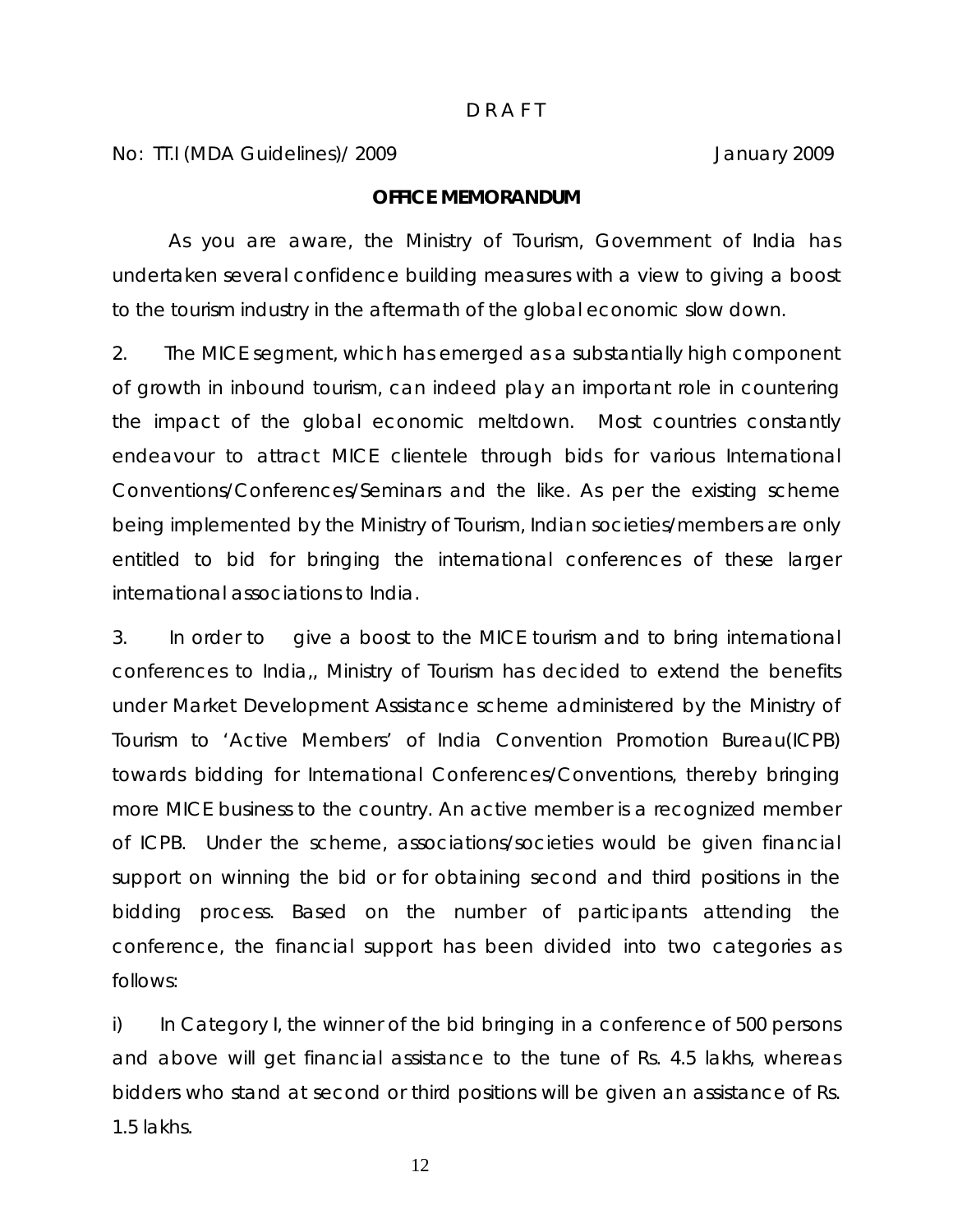D R A F T

No: TT.I (MDA Guidelines)/ 2009 January 2009

**OFFICE MEMORANDUM**

As you are aware, the Ministry of Tourism, Government of India has undertaken several confidence building measures with a view to giving a boost to the tourism industry in the aftermath of the global economic slow down.

2. The MICE segment, which has emerged as a substantially high component of growth in inbound tourism, can indeed play an important role in countering the impact of the global economic meltdown. Most countries constantly endeavour to attract MICE clientele through bids for various International Conventions/Conferences/Seminars and the like. As per the existing scheme being implemented by the Ministry of Tourism, Indian societies/members are only entitled to bid for bringing the international conferences of these larger international associations to India.

3. In order to give a boost to the MICE tourism and to bring international conferences to India,, Ministry of Tourism has decided to extend the benefits under Market Development Assistance scheme administered by the Ministry of Tourism to 'Active Members' of India Convention Promotion Bureau(ICPB) towards bidding for International Conferences/Conventions, thereby bringing more MICE business to the country. An active member is a recognized member of ICPB. Under the scheme, associations/societies would be given financial support on winning the bid or for obtaining second and third positions in the bidding process. Based on the number of participants attending the conference, the financial support has been divided into two categories as follows:

i) In Category I, the winner of the bid bringing in a conference of 500 persons and above will get financial assistance to the tune of Rs. 4.5 lakhs, whereas bidders who stand at second or third positions will be given an assistance of Rs. 1.5 lakhs.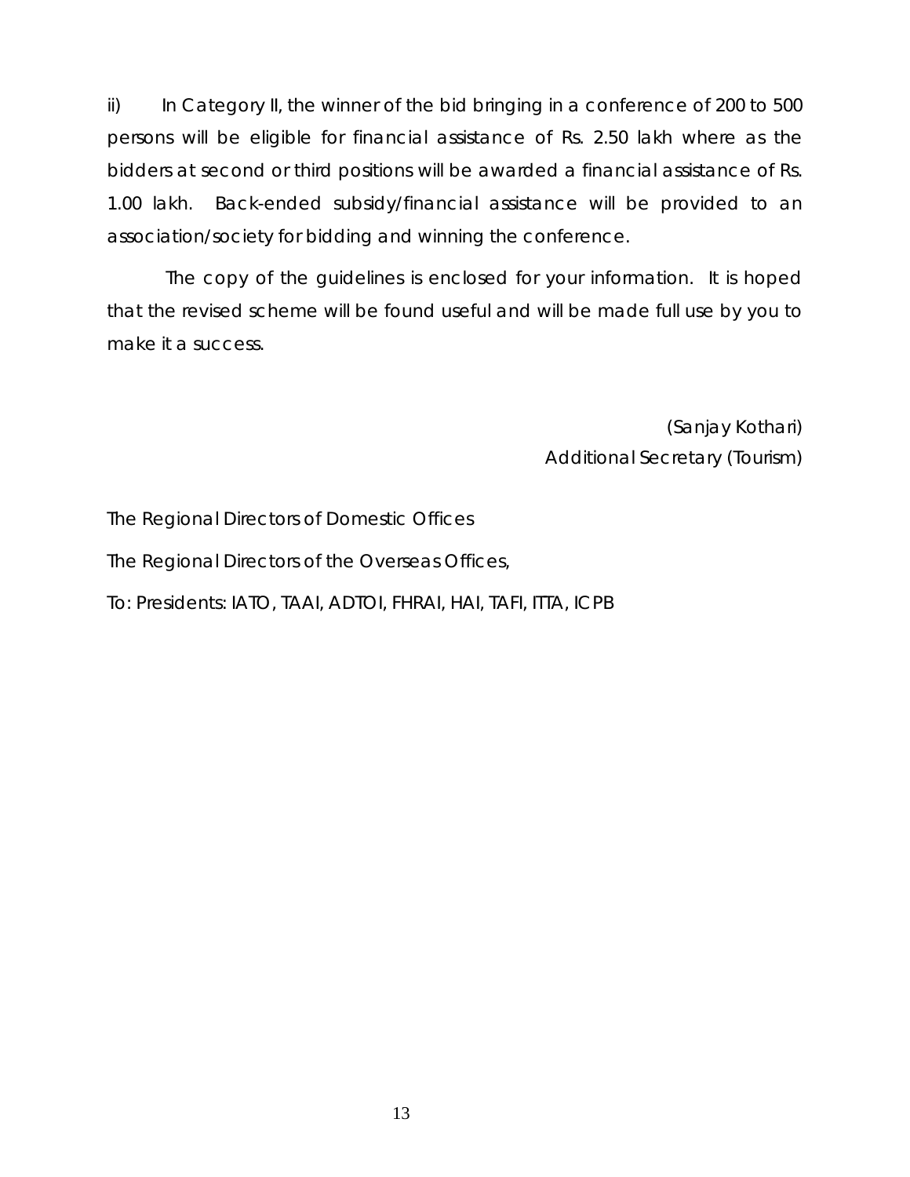ii) In Category II, the winner of the bid bringing in a conference of 200 to 500 persons will be eligible for financial assistance of Rs. 2.50 lakh where as the bidders at second or third positions will be awarded a financial assistance of Rs. 1.00 lakh. Back-ended subsidy/financial assistance will be provided to an association/society for bidding and winning the conference.

The copy of the guidelines is enclosed for your information. It is hoped that the revised scheme will be found useful and will be made full use by you to make it a success.

(Sanjay Kothari)
Additional Secretary (Tourism)

The Regional Directors of Domestic Offices

The Regional Directors of the Overseas Offices,

To: Presidents: IATO, TAAI, ADTOI, FHRAI, HAI, TAFI, ITTA, ICPB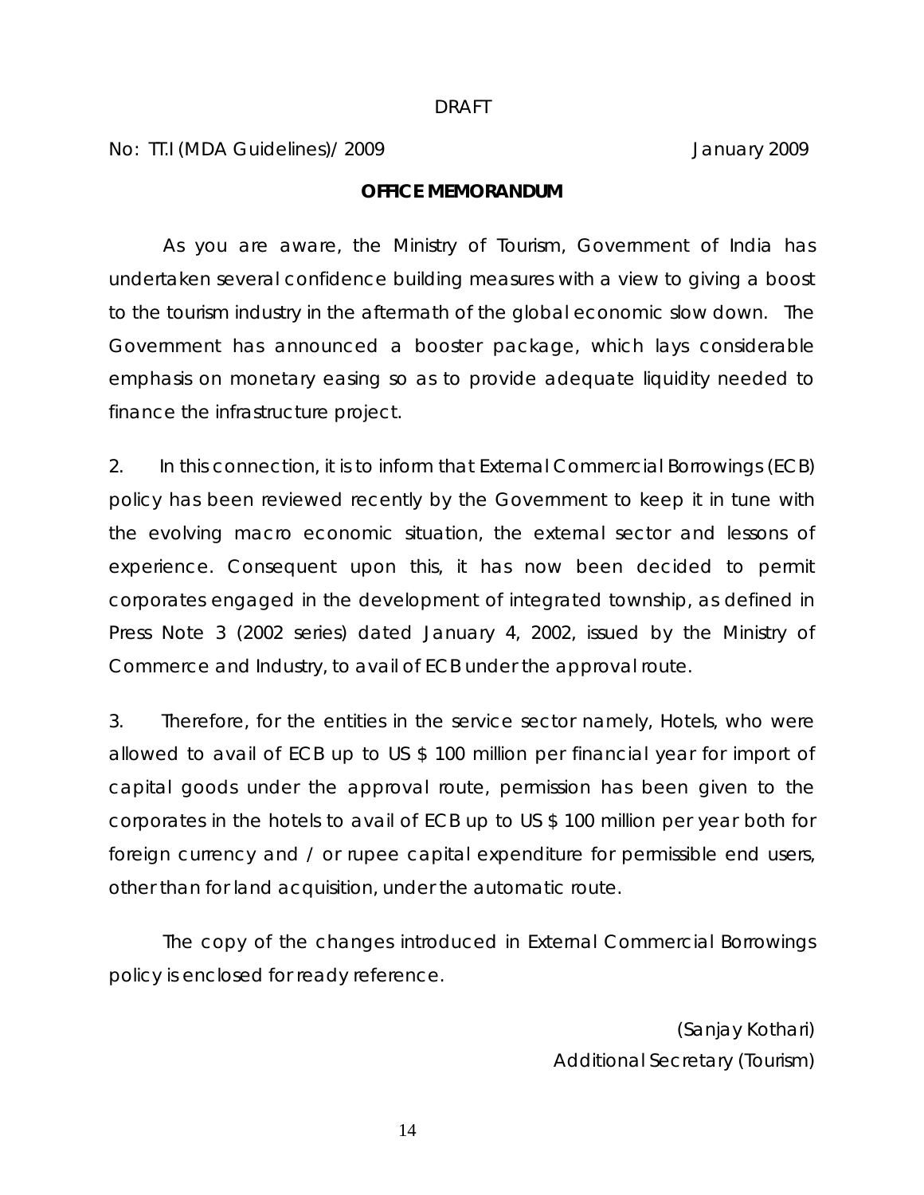DRAFT

No: TT.I (MDA Guidelines)/ 2009 January 2009

**OFFICE MEMORANDUM**

As you are aware, the Ministry of Tourism, Government of India has undertaken several confidence building measures with a view to giving a boost to the tourism industry in the aftermath of the global economic slow down. The Government has announced a booster package, which lays considerable emphasis on monetary easing so as to provide adequate liquidity needed to finance the infrastructure project.

2. In this connection, it is to inform that External Commercial Borrowings (ECB) policy has been reviewed recently by the Government to keep it in tune with the evolving macro economic situation, the external sector and lessons of experience. Consequent upon this, it has now been decided to permit corporates engaged in the development of integrated township, as defined in Press Note 3 (2002 series) dated January 4, 2002, issued by the Ministry of Commerce and Industry, to avail of ECB under the approval route.

3. Therefore, for the entities in the service sector namely, Hotels, who were allowed to avail of ECB up to US $ 100 million per financial year for import of capital goods under the approval route, permission has been given to the corporates in the hotels to avail of ECB up to US $ 100 million per year both for foreign currency and / or rupee capital expenditure for permissible end users, other than for land acquisition, under the automatic route.

The copy of the changes introduced in External Commercial Borrowings policy is enclosed for ready reference.

(Sanjay Kothari)
Additional Secretary (Tourism)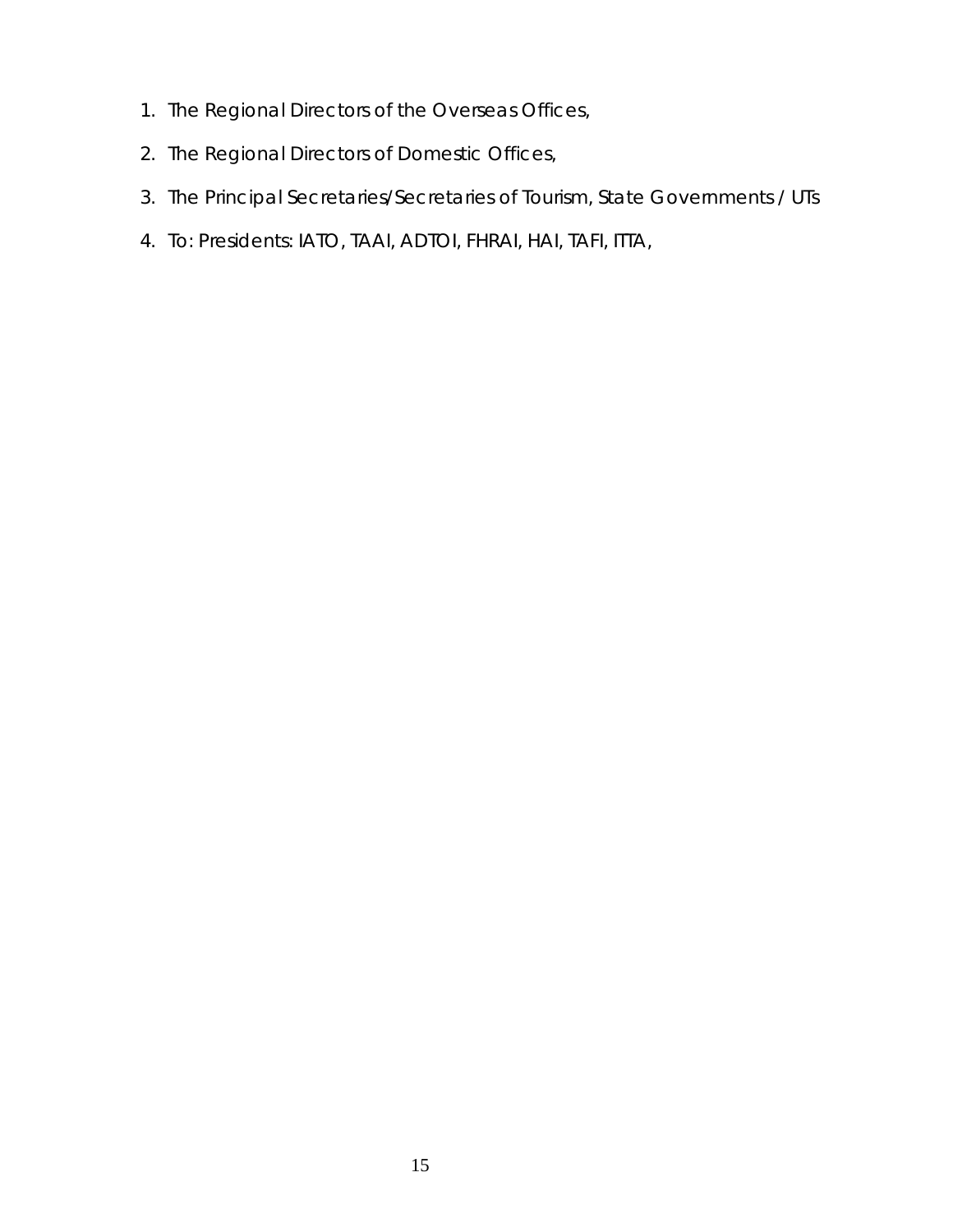1. The Regional Directors of the Overseas Offices,
2. The Regional Directors of Domestic Offices,
3. The Principal Secretaries/Secretaries of Tourism, State Governments / UTs
4. To: Presidents: IATO, TAAI, ADTOI, FHRAI, HAI, TAFI, ITTA,